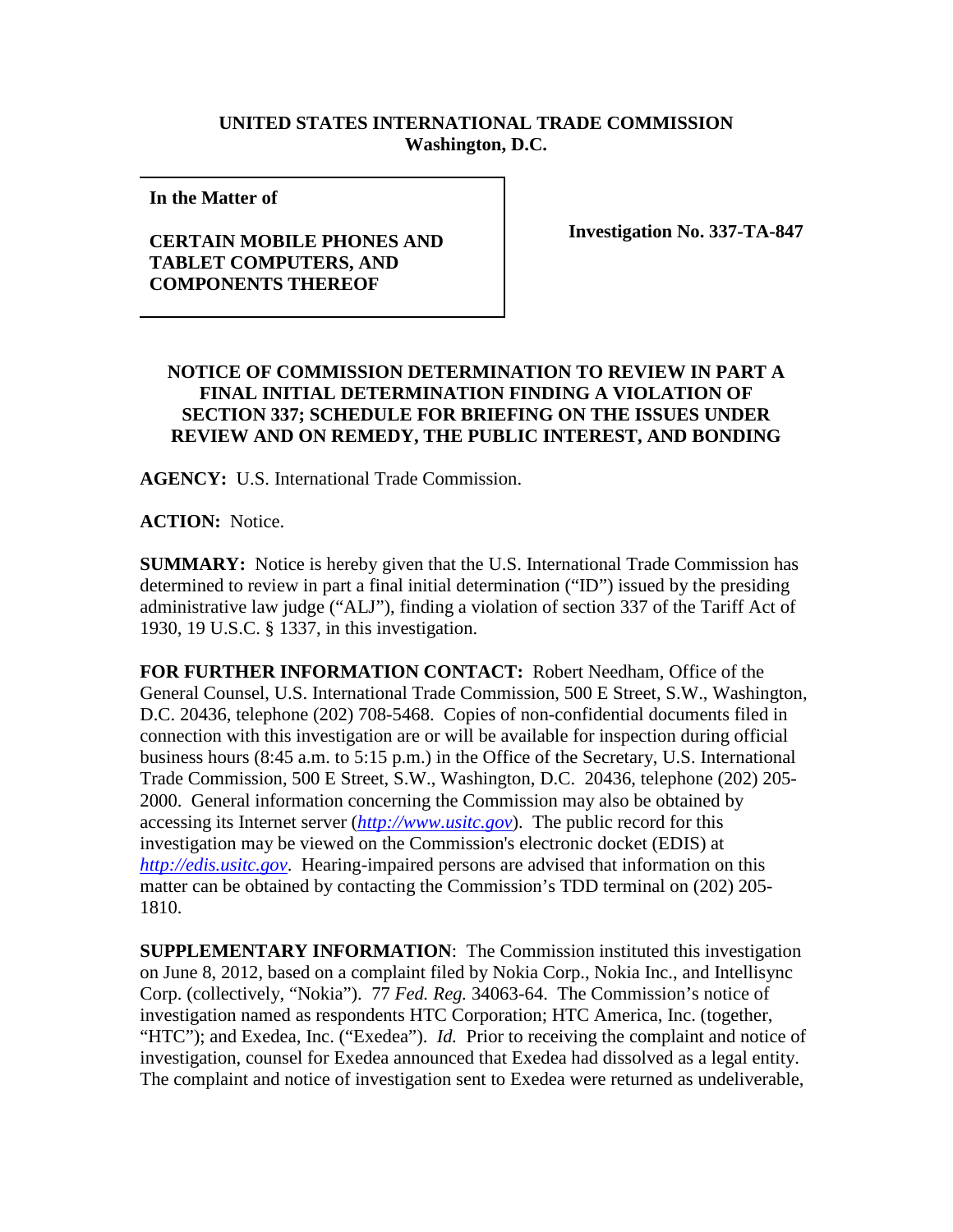**UNITED STATES INTERNATIONAL TRADE COMMISSION**
**Washington, D.C.**

| **In the Matter of** **CERTAIN MOBILE PHONES AND TABLET COMPUTERS, AND COMPONENTS THEREOF** | **Investigation No. 337-TA-847** |
|---|---|

**NOTICE OF COMMISSION DETERMINATION TO REVIEW IN PART A FINAL INITIAL DETERMINATION FINDING A VIOLATION OF SECTION 337; SCHEDULE FOR BRIEFING ON THE ISSUES UNDER REVIEW AND ON REMEDY, THE PUBLIC INTEREST, AND BONDING**

**AGENCY:** U.S. International Trade Commission.

**ACTION:** Notice.

**SUMMARY:** Notice is hereby given that the U.S. International Trade Commission has determined to review in part a final initial determination ("ID") issued by the presiding administrative law judge ("ALJ"), finding a violation of section 337 of the Tariff Act of 1930, 19 U.S.C. § 1337, in this investigation.

**FOR FURTHER INFORMATION CONTACT:** Robert Needham, Office of the General Counsel, U.S. International Trade Commission, 500 E Street, S.W., Washington, D.C. 20436, telephone (202) 708-5468. Copies of non-confidential documents filed in connection with this investigation are or will be available for inspection during official business hours (8:45 a.m. to 5:15 p.m.) in the Office of the Secretary, U.S. International Trade Commission, 500 E Street, S.W., Washington, D.C. 20436, telephone (202) 205-2000. General information concerning the Commission may also be obtained by accessing its Internet server (*http://www.usitc.gov*). The public record for this investigation may be viewed on the Commission's electronic docket (EDIS) at *http://edis.usitc.gov*. Hearing-impaired persons are advised that information on this matter can be obtained by contacting the Commission's TDD terminal on (202) 205-1810.

**SUPPLEMENTARY INFORMATION**: The Commission instituted this investigation on June 8, 2012, based on a complaint filed by Nokia Corp., Nokia Inc., and Intellisync Corp. (collectively, "Nokia"). 77 *Fed. Reg.* 34063-64. The Commission's notice of investigation named as respondents HTC Corporation; HTC America, Inc. (together, "HTC"); and Exedea, Inc. ("Exedea"). *Id.* Prior to receiving the complaint and notice of investigation, counsel for Exedea announced that Exedea had dissolved as a legal entity. The complaint and notice of investigation sent to Exedea were returned as undeliverable,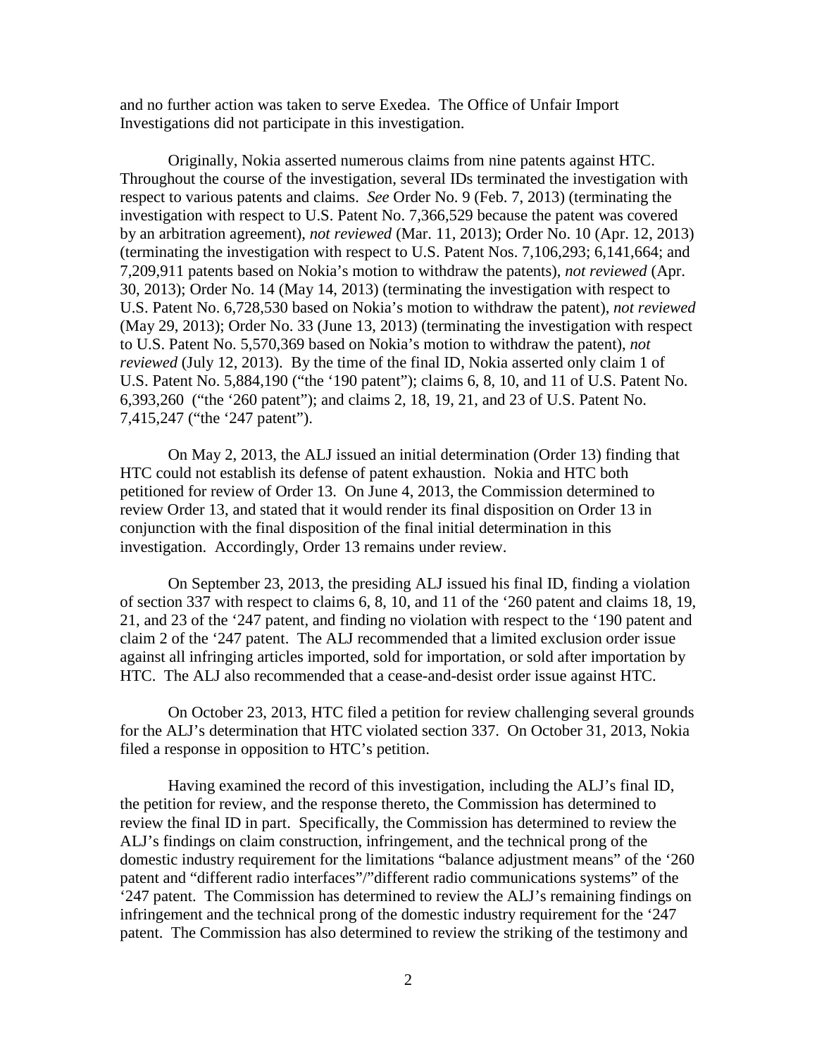and no further action was taken to serve Exedea. The Office of Unfair Import Investigations did not participate in this investigation.

Originally, Nokia asserted numerous claims from nine patents against HTC. Throughout the course of the investigation, several IDs terminated the investigation with respect to various patents and claims. *See* Order No. 9 (Feb. 7, 2013) (terminating the investigation with respect to U.S. Patent No. 7,366,529 because the patent was covered by an arbitration agreement), *not reviewed* (Mar. 11, 2013); Order No. 10 (Apr. 12, 2013) (terminating the investigation with respect to U.S. Patent Nos. 7,106,293; 6,141,664; and 7,209,911 patents based on Nokia's motion to withdraw the patents), *not reviewed* (Apr. 30, 2013); Order No. 14 (May 14, 2013) (terminating the investigation with respect to U.S. Patent No. 6,728,530 based on Nokia's motion to withdraw the patent), *not reviewed* (May 29, 2013); Order No. 33 (June 13, 2013) (terminating the investigation with respect to U.S. Patent No. 5,570,369 based on Nokia's motion to withdraw the patent), *not reviewed* (July 12, 2013). By the time of the final ID, Nokia asserted only claim 1 of U.S. Patent No. 5,884,190 ("the '190 patent"); claims 6, 8, 10, and 11 of U.S. Patent No. 6,393,260 ("the '260 patent"); and claims 2, 18, 19, 21, and 23 of U.S. Patent No. 7,415,247 ("the '247 patent").

On May 2, 2013, the ALJ issued an initial determination (Order 13) finding that HTC could not establish its defense of patent exhaustion. Nokia and HTC both petitioned for review of Order 13. On June 4, 2013, the Commission determined to review Order 13, and stated that it would render its final disposition on Order 13 in conjunction with the final disposition of the final initial determination in this investigation. Accordingly, Order 13 remains under review.

On September 23, 2013, the presiding ALJ issued his final ID, finding a violation of section 337 with respect to claims 6, 8, 10, and 11 of the '260 patent and claims 18, 19, 21, and 23 of the '247 patent, and finding no violation with respect to the '190 patent and claim 2 of the '247 patent. The ALJ recommended that a limited exclusion order issue against all infringing articles imported, sold for importation, or sold after importation by HTC. The ALJ also recommended that a cease-and-desist order issue against HTC.

On October 23, 2013, HTC filed a petition for review challenging several grounds for the ALJ's determination that HTC violated section 337. On October 31, 2013, Nokia filed a response in opposition to HTC's petition.

Having examined the record of this investigation, including the ALJ's final ID, the petition for review, and the response thereto, the Commission has determined to review the final ID in part. Specifically, the Commission has determined to review the ALJ's findings on claim construction, infringement, and the technical prong of the domestic industry requirement for the limitations "balance adjustment means" of the '260 patent and "different radio interfaces"/"different radio communications systems" of the '247 patent. The Commission has determined to review the ALJ's remaining findings on infringement and the technical prong of the domestic industry requirement for the '247 patent. The Commission has also determined to review the striking of the testimony and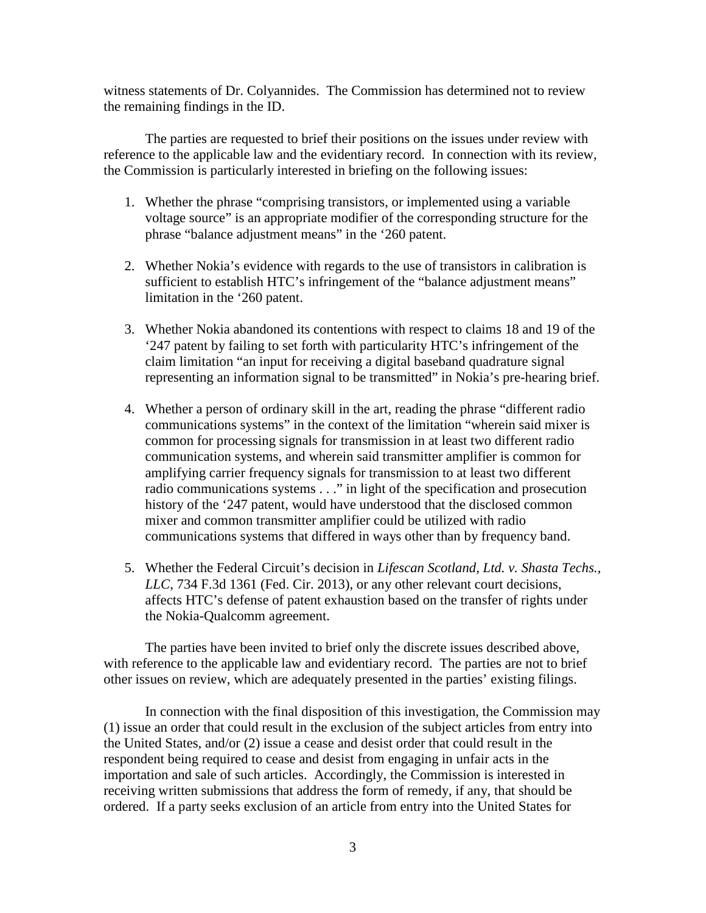witness statements of Dr. Colyannides. The Commission has determined not to review the remaining findings in the ID.

The parties are requested to brief their positions on the issues under review with reference to the applicable law and the evidentiary record. In connection with its review, the Commission is particularly interested in briefing on the following issues:

1. Whether the phrase "comprising transistors, or implemented using a variable voltage source" is an appropriate modifier of the corresponding structure for the phrase "balance adjustment means" in the '260 patent.

2. Whether Nokia's evidence with regards to the use of transistors in calibration is sufficient to establish HTC's infringement of the "balance adjustment means" limitation in the '260 patent.

3. Whether Nokia abandoned its contentions with respect to claims 18 and 19 of the '247 patent by failing to set forth with particularity HTC's infringement of the claim limitation "an input for receiving a digital baseband quadrature signal representing an information signal to be transmitted" in Nokia's pre-hearing brief.

4. Whether a person of ordinary skill in the art, reading the phrase "different radio communications systems" in the context of the limitation "wherein said mixer is common for processing signals for transmission in at least two different radio communication systems, and wherein said transmitter amplifier is common for amplifying carrier frequency signals for transmission to at least two different radio communications systems . . ." in light of the specification and prosecution history of the '247 patent, would have understood that the disclosed common mixer and common transmitter amplifier could be utilized with radio communications systems that differed in ways other than by frequency band.

5. Whether the Federal Circuit's decision in *Lifescan Scotland, Ltd. v. Shasta Techs., LLC*, 734 F.3d 1361 (Fed. Cir. 2013), or any other relevant court decisions, affects HTC's defense of patent exhaustion based on the transfer of rights under the Nokia-Qualcomm agreement.

The parties have been invited to brief only the discrete issues described above, with reference to the applicable law and evidentiary record. The parties are not to brief other issues on review, which are adequately presented in the parties' existing filings.

In connection with the final disposition of this investigation, the Commission may (1) issue an order that could result in the exclusion of the subject articles from entry into the United States, and/or (2) issue a cease and desist order that could result in the respondent being required to cease and desist from engaging in unfair acts in the importation and sale of such articles. Accordingly, the Commission is interested in receiving written submissions that address the form of remedy, if any, that should be ordered. If a party seeks exclusion of an article from entry into the United States for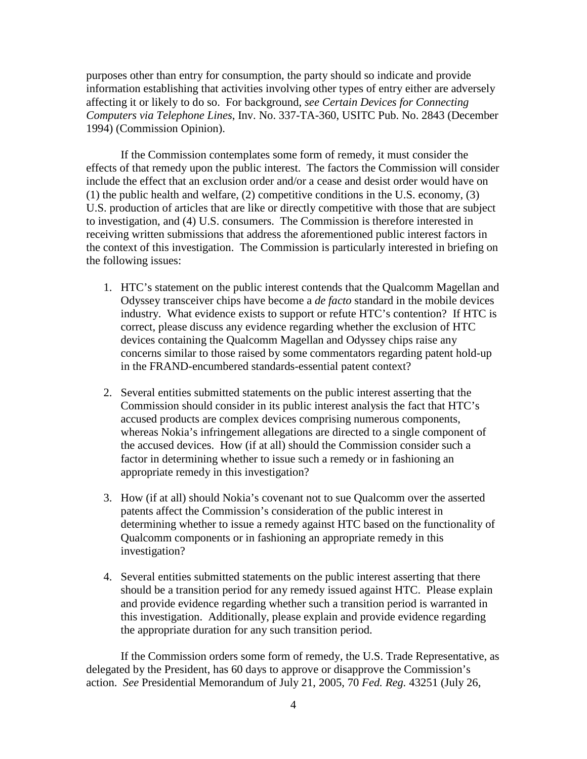purposes other than entry for consumption, the party should so indicate and provide information establishing that activities involving other types of entry either are adversely affecting it or likely to do so. For background, *see Certain Devices for Connecting Computers via Telephone Lines*, Inv. No. 337-TA-360, USITC Pub. No. 2843 (December 1994) (Commission Opinion).

If the Commission contemplates some form of remedy, it must consider the effects of that remedy upon the public interest. The factors the Commission will consider include the effect that an exclusion order and/or a cease and desist order would have on (1) the public health and welfare, (2) competitive conditions in the U.S. economy, (3) U.S. production of articles that are like or directly competitive with those that are subject to investigation, and (4) U.S. consumers. The Commission is therefore interested in receiving written submissions that address the aforementioned public interest factors in the context of this investigation. The Commission is particularly interested in briefing on the following issues:

1. HTC's statement on the public interest contends that the Qualcomm Magellan and Odyssey transceiver chips have become a *de facto* standard in the mobile devices industry. What evidence exists to support or refute HTC's contention? If HTC is correct, please discuss any evidence regarding whether the exclusion of HTC devices containing the Qualcomm Magellan and Odyssey chips raise any concerns similar to those raised by some commentators regarding patent hold-up in the FRAND-encumbered standards-essential patent context?

2. Several entities submitted statements on the public interest asserting that the Commission should consider in its public interest analysis the fact that HTC's accused products are complex devices comprising numerous components, whereas Nokia's infringement allegations are directed to a single component of the accused devices. How (if at all) should the Commission consider such a factor in determining whether to issue such a remedy or in fashioning an appropriate remedy in this investigation?

3. How (if at all) should Nokia's covenant not to sue Qualcomm over the asserted patents affect the Commission's consideration of the public interest in determining whether to issue a remedy against HTC based on the functionality of Qualcomm components or in fashioning an appropriate remedy in this investigation?

4. Several entities submitted statements on the public interest asserting that there should be a transition period for any remedy issued against HTC. Please explain and provide evidence regarding whether such a transition period is warranted in this investigation. Additionally, please explain and provide evidence regarding the appropriate duration for any such transition period.

If the Commission orders some form of remedy, the U.S. Trade Representative, as delegated by the President, has 60 days to approve or disapprove the Commission's action. *See* Presidential Memorandum of July 21, 2005, 70 *Fed. Reg.* 43251 (July 26,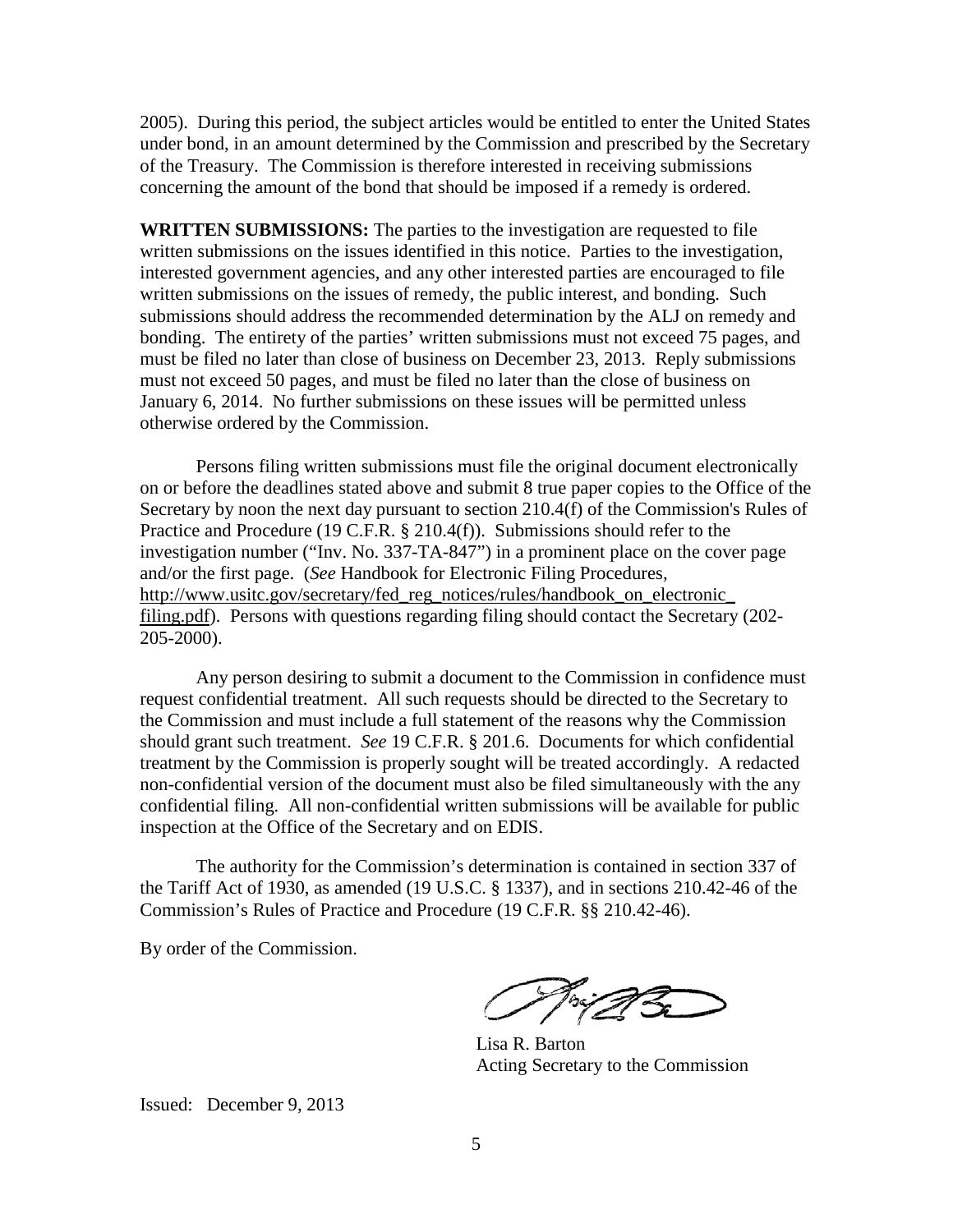2005). During this period, the subject articles would be entitled to enter the United States under bond, in an amount determined by the Commission and prescribed by the Secretary of the Treasury. The Commission is therefore interested in receiving submissions concerning the amount of the bond that should be imposed if a remedy is ordered.

**WRITTEN SUBMISSIONS:** The parties to the investigation are requested to file written submissions on the issues identified in this notice. Parties to the investigation, interested government agencies, and any other interested parties are encouraged to file written submissions on the issues of remedy, the public interest, and bonding. Such submissions should address the recommended determination by the ALJ on remedy and bonding. The entirety of the parties' written submissions must not exceed 75 pages, and must be filed no later than close of business on December 23, 2013. Reply submissions must not exceed 50 pages, and must be filed no later than the close of business on January 6, 2014. No further submissions on these issues will be permitted unless otherwise ordered by the Commission.

Persons filing written submissions must file the original document electronically on or before the deadlines stated above and submit 8 true paper copies to the Office of the Secretary by noon the next day pursuant to section 210.4(f) of the Commission's Rules of Practice and Procedure (19 C.F.R. § 210.4(f)). Submissions should refer to the investigation number ("Inv. No. 337-TA-847") in a prominent place on the cover page and/or the first page. (*See* Handbook for Electronic Filing Procedures, http://www.usitc.gov/secretary/fed_reg_notices/rules/handbook_on_electronic_filing.pdf). Persons with questions regarding filing should contact the Secretary (202-205-2000).

Any person desiring to submit a document to the Commission in confidence must request confidential treatment. All such requests should be directed to the Secretary to the Commission and must include a full statement of the reasons why the Commission should grant such treatment. *See* 19 C.F.R. § 201.6. Documents for which confidential treatment by the Commission is properly sought will be treated accordingly. A redacted non-confidential version of the document must also be filed simultaneously with the any confidential filing. All non-confidential written submissions will be available for public inspection at the Office of the Secretary and on EDIS.

The authority for the Commission's determination is contained in section 337 of the Tariff Act of 1930, as amended (19 U.S.C. § 1337), and in sections 210.42-46 of the Commission's Rules of Practice and Procedure (19 C.F.R. §§ 210.42-46).

By order of the Commission.

Lisa R. Barton
Acting Secretary to the Commission

Issued: December 9, 2013